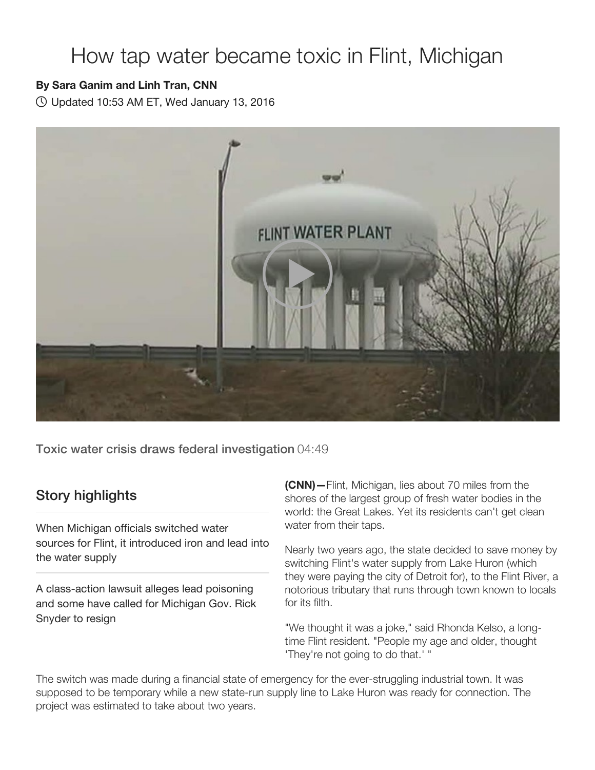# How tap water became toxic in Flint, Michigan

**By Sara Ganim and Linh Tran, CNN**

Updated 10:53 AM ET, Wed January 13, 2016

Toxic water crisis draws federal investigation 04:49

## Story highlights

When Michigan officials switched water sources for Flint, it introduced iron and lead into the water supply

A class-action lawsuit alleges lead poisoning and some have called for Michigan Gov. Rick Snyder to resign

**(CNN)**—Flint, Michigan, lies about 70 miles from the shores of the largest group of fresh water bodies in the world: the Great Lakes. Yet its residents can't get clean water from their taps.

Nearly two years ago, the state decided to save money by switching Flint's water supply from Lake Huron (which they were paying the city of Detroit for), to the Flint River, a notorious tributary that runs through town known to locals for its filth.

"We thought it was a joke," said Rhonda Kelso, a long-time Flint resident. "People my age and older, thought 'They're not going to do that.' "

The switch was made during a financial state of emergency for the ever-struggling industrial town. It was supposed to be temporary while a new state-run supply line to Lake Huron was ready for connection. The project was estimated to take about two years.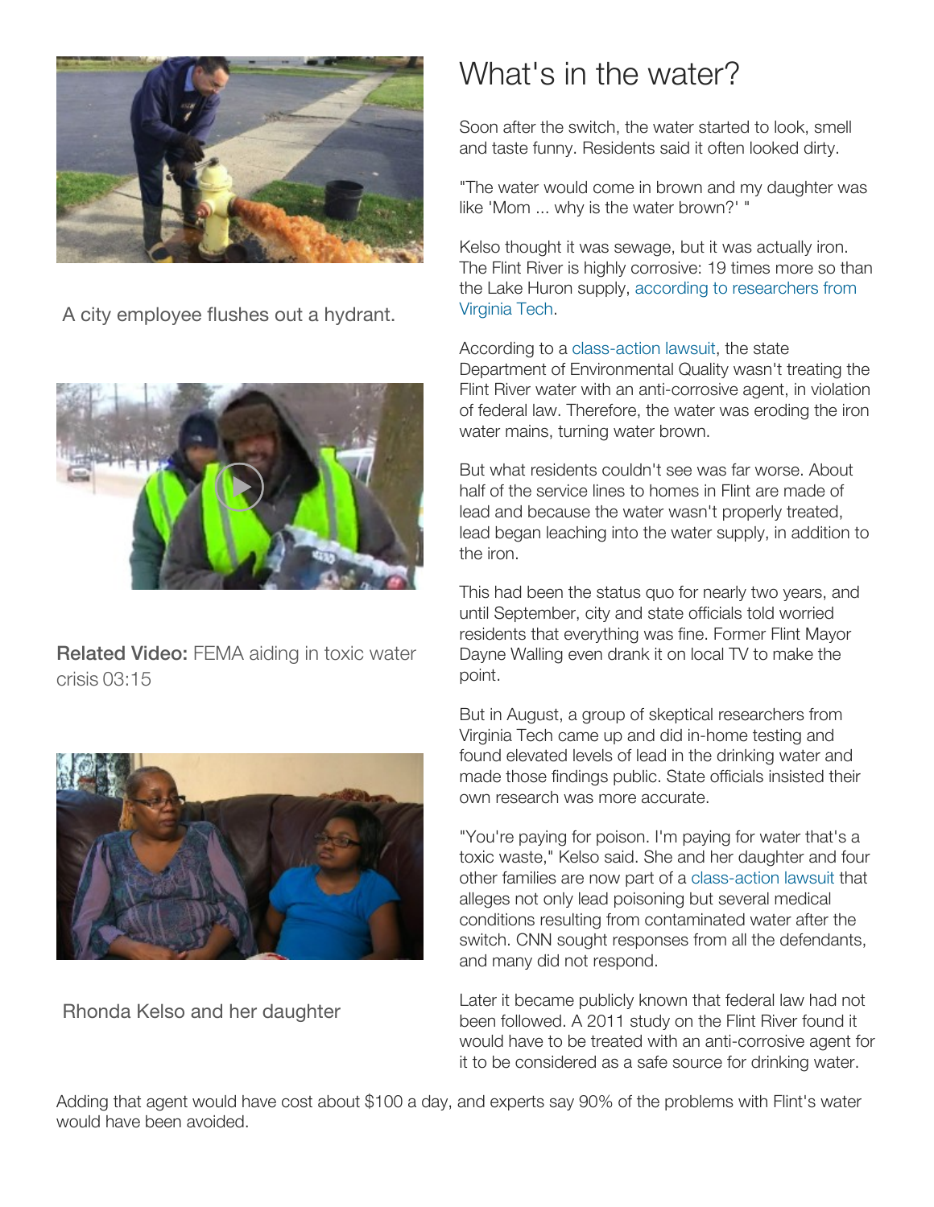A city employee flushes out a hydrant.

**Related Video:** FEMA aiding in toxic water crisis 03:15

Rhonda Kelso and her daughter

# What's in the water?

Soon after the switch, the water started to look, smell and taste funny. Residents said it often looked dirty.

"The water would come in brown and my daughter was like 'Mom ... why is the water brown?' "

Kelso thought it was sewage, but it was actually iron. The Flint River is highly corrosive: 19 times more so than the Lake Huron supply, according to researchers from Virginia Tech.

According to a class-action lawsuit, the state Department of Environmental Quality wasn't treating the Flint River water with an anti-corrosive agent, in violation of federal law. Therefore, the water was eroding the iron water mains, turning water brown.

But what residents couldn't see was far worse. About half of the service lines to homes in Flint are made of lead and because the water wasn't properly treated, lead began leaching into the water supply, in addition to the iron.

This had been the status quo for nearly two years, and until September, city and state officials told worried residents that everything was fine. Former Flint Mayor Dayne Walling even drank it on local TV to make the point.

But in August, a group of skeptical researchers from Virginia Tech came up and did in-home testing and found elevated levels of lead in the drinking water and made those findings public. State officials insisted their own research was more accurate.

"You're paying for poison. I'm paying for water that's a toxic waste," Kelso said. She and her daughter and four other families are now part of a class-action lawsuit that alleges not only lead poisoning but several medical conditions resulting from contaminated water after the switch. CNN sought responses from all the defendants, and many did not respond.

Later it became publicly known that federal law had not been followed. A 2011 study on the Flint River found it would have to be treated with an anti-corrosive agent for it to be considered as a safe source for drinking water.

Adding that agent would have cost about $100 a day, and experts say 90% of the problems with Flint's water would have been avoided.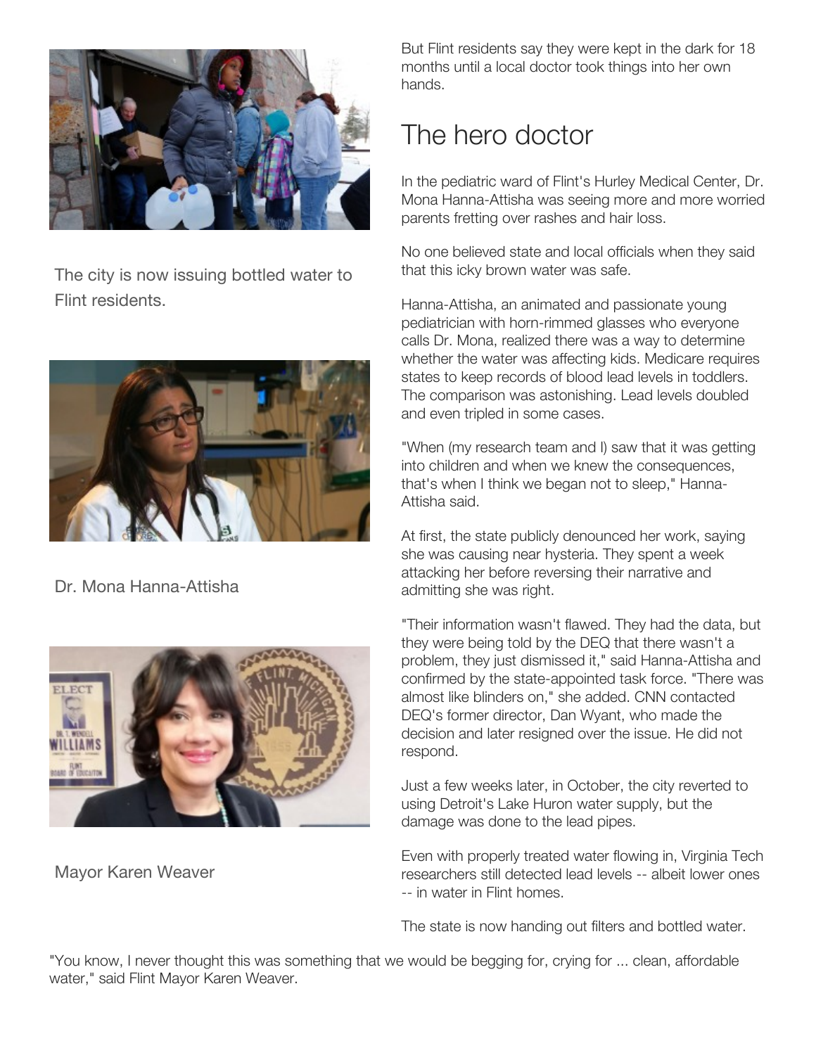The city is now issuing bottled water to Flint residents.

Dr. Mona Hanna-Attisha

Mayor Karen Weaver

But Flint residents say they were kept in the dark for 18 months until a local doctor took things into her own hands.

## The hero doctor

In the pediatric ward of Flint's Hurley Medical Center, Dr. Mona Hanna-Attisha was seeing more and more worried parents fretting over rashes and hair loss.

No one believed state and local officials when they said that this icky brown water was safe.

Hanna-Attisha, an animated and passionate young pediatrician with horn-rimmed glasses who everyone calls Dr. Mona, realized there was a way to determine whether the water was affecting kids. Medicare requires states to keep records of blood lead levels in toddlers. The comparison was astonishing. Lead levels doubled and even tripled in some cases.

"When (my research team and I) saw that it was getting into children and when we knew the consequences, that's when I think we began not to sleep," Hanna-Attisha said.

At first, the state publicly denounced her work, saying she was causing near hysteria. They spent a week attacking her before reversing their narrative and admitting she was right.

"Their information wasn't flawed. They had the data, but they were being told by the DEQ that there wasn't a problem, they just dismissed it," said Hanna-Attisha and confirmed by the state-appointed task force. "There was almost like blinders on," she added. CNN contacted DEQ's former director, Dan Wyant, who made the decision and later resigned over the issue. He did not respond.

Just a few weeks later, in October, the city reverted to using Detroit's Lake Huron water supply, but the damage was done to the lead pipes.

Even with properly treated water flowing in, Virginia Tech researchers still detected lead levels -- albeit lower ones -- in water in Flint homes.

The state is now handing out filters and bottled water.

"You know, I never thought this was something that we would be begging for, crying for ... clean, affordable water," said Flint Mayor Karen Weaver.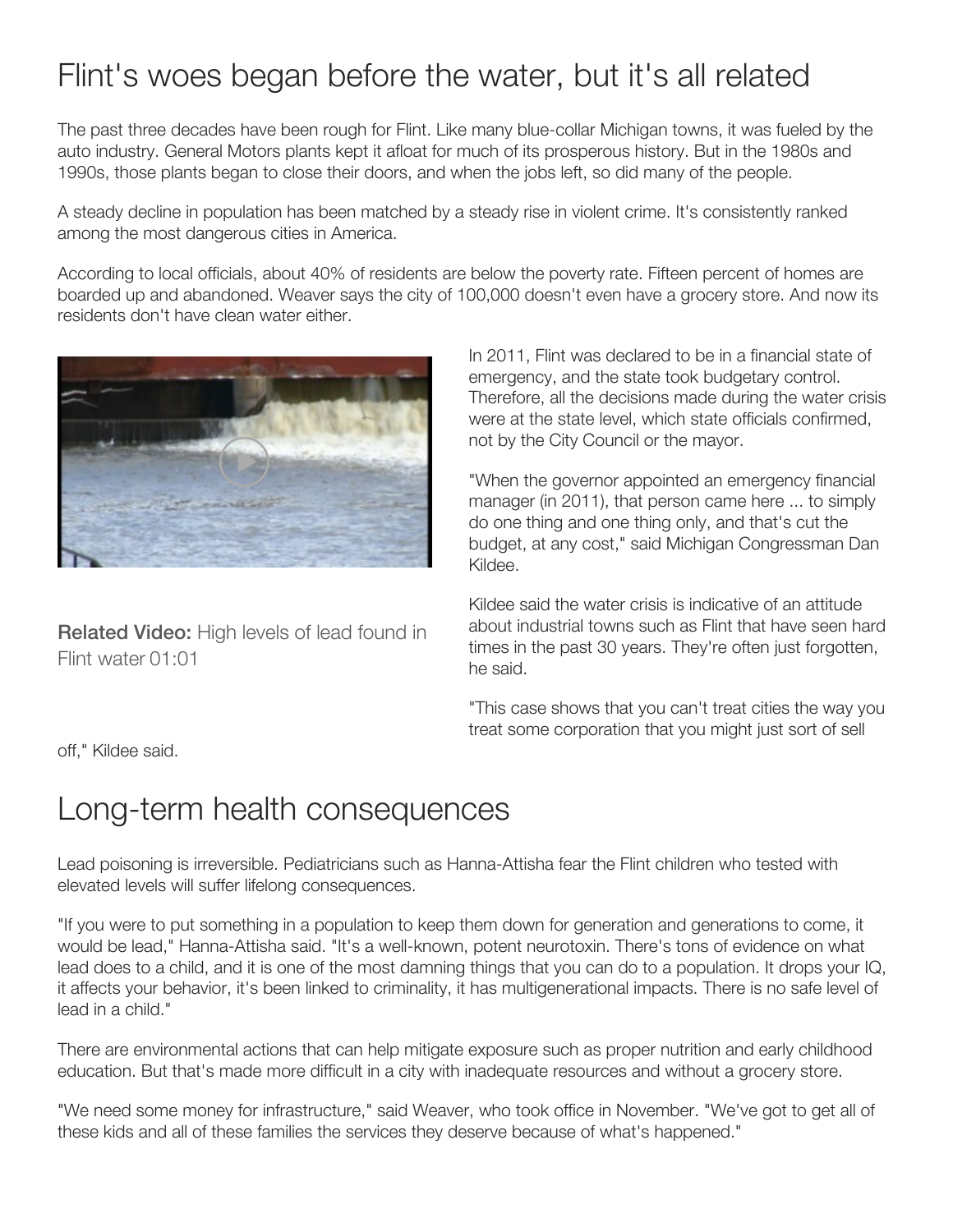## Flint's woes began before the water, but it's all related

The past three decades have been rough for Flint. Like many blue-collar Michigan towns, it was fueled by the auto industry. General Motors plants kept it afloat for much of its prosperous history. But in the 1980s and 1990s, those plants began to close their doors, and when the jobs left, so did many of the people.

A steady decline in population has been matched by a steady rise in violent crime. It's consistently ranked among the most dangerous cities in America.

According to local officials, about 40% of residents are below the poverty rate. Fifteen percent of homes are boarded up and abandoned. Weaver says the city of 100,000 doesn't even have a grocery store. And now its residents don't have clean water either.

**Related Video:** High levels of lead found in Flint water 01:01

In 2011, Flint was declared to be in a financial state of emergency, and the state took budgetary control. Therefore, all the decisions made during the water crisis were at the state level, which state officials confirmed, not by the City Council or the mayor.

"When the governor appointed an emergency financial manager (in 2011), that person came here ... to simply do one thing and one thing only, and that's cut the budget, at any cost," said Michigan Congressman Dan Kildee.

Kildee said the water crisis is indicative of an attitude about industrial towns such as Flint that have seen hard times in the past 30 years. They're often just forgotten, he said.

"This case shows that you can't treat cities the way you treat some corporation that you might just sort of sell off," Kildee said.

## Long-term health consequences

Lead poisoning is irreversible. Pediatricians such as Hanna-Attisha fear the Flint children who tested with elevated levels will suffer lifelong consequences.

"If you were to put something in a population to keep them down for generation and generations to come, it would be lead," Hanna-Attisha said. "It's a well-known, potent neurotoxin. There's tons of evidence on what lead does to a child, and it is one of the most damning things that you can do to a population. It drops your IQ, it affects your behavior, it's been linked to criminality, it has multigenerational impacts. There is no safe level of lead in a child."

There are environmental actions that can help mitigate exposure such as proper nutrition and early childhood education. But that's made more difficult in a city with inadequate resources and without a grocery store.

"We need some money for infrastructure," said Weaver, who took office in November. "We've got to get all of these kids and all of these families the services they deserve because of what's happened."